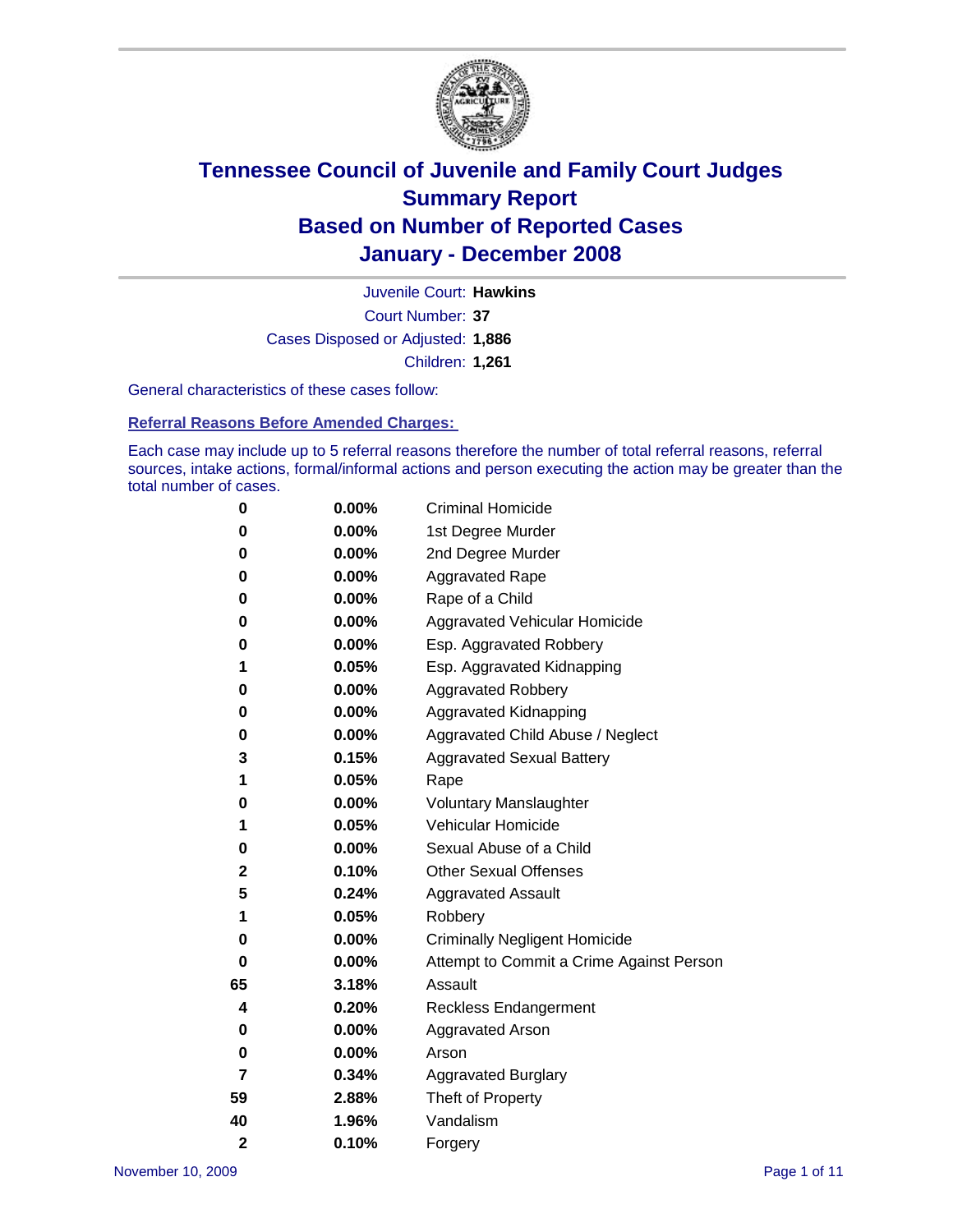# Tennessee Council of Juvenile and Family Court Judges
## Summary Report
## Based on Number of Reported Cases
## January - December 2008

Juvenile Court: **Hawkins**

Court Number: **37**

Cases Disposed or Adjusted: **1,886**

Children: **1,261**

General characteristics of these cases follow:

### Referral Reasons Before Amended Charges:

Each case may include up to 5 referral reasons therefore the number of total referral reasons, referral sources, intake actions, formal/informal actions and person executing the action may be greater than the total number of cases.

| | | |
|---|---|---|
| 0 | 0.00% | Criminal Homicide |
| 0 | 0.00% | 1st Degree Murder |
| 0 | 0.00% | 2nd Degree Murder |
| 0 | 0.00% | Aggravated Rape |
| 0 | 0.00% | Rape of a Child |
| 0 | 0.00% | Aggravated Vehicular Homicide |
| 0 | 0.00% | Esp. Aggravated Robbery |
| 1 | 0.05% | Esp. Aggravated Kidnapping |
| 0 | 0.00% | Aggravated Robbery |
| 0 | 0.00% | Aggravated Kidnapping |
| 0 | 0.00% | Aggravated Child Abuse / Neglect |
| 3 | 0.15% | Aggravated Sexual Battery |
| 1 | 0.05% | Rape |
| 0 | 0.00% | Voluntary Manslaughter |
| 1 | 0.05% | Vehicular Homicide |
| 0 | 0.00% | Sexual Abuse of a Child |
| 2 | 0.10% | Other Sexual Offenses |
| 5 | 0.24% | Aggravated Assault |
| 1 | 0.05% | Robbery |
| 0 | 0.00% | Criminally Negligent Homicide |
| 0 | 0.00% | Attempt to Commit a Crime Against Person |
| 65 | 3.18% | Assault |
| 4 | 0.20% | Reckless Endangerment |
| 0 | 0.00% | Aggravated Arson |
| 0 | 0.00% | Arson |
| 7 | 0.34% | Aggravated Burglary |
| 59 | 2.88% | Theft of Property |
| 40 | 1.96% | Vandalism |
| 2 | 0.10% | Forgery |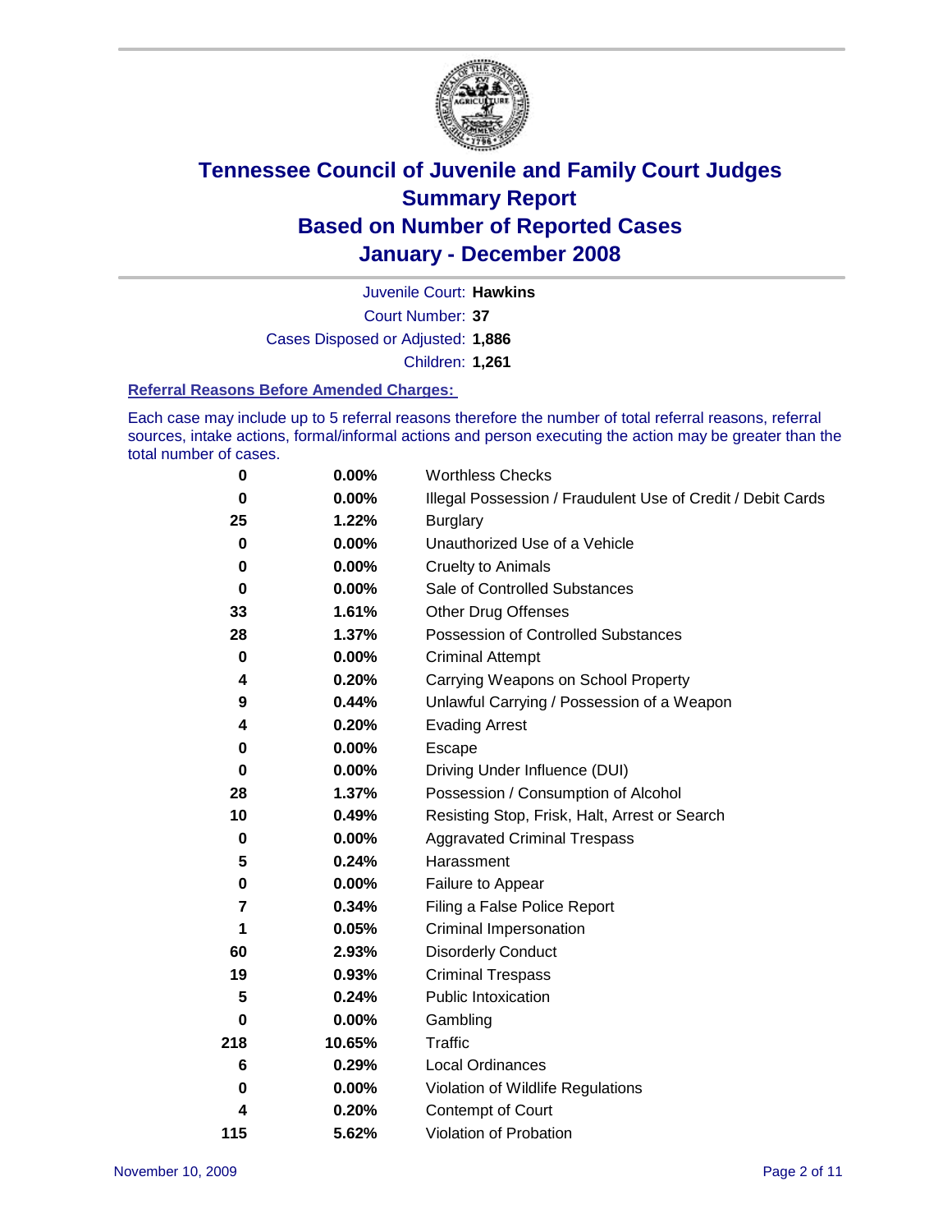# Tennessee Council of Juvenile and Family Court Judges
## Summary Report
## Based on Number of Reported Cases
## January - December 2008

Juvenile Court: **Hawkins**

Court Number: **37**

Cases Disposed or Adjusted: **1,886**

Children: **1,261**

### Referral Reasons Before Amended Charges:

Each case may include up to 5 referral reasons therefore the number of total referral reasons, referral sources, intake actions, formal/informal actions and person executing the action may be greater than the total number of cases.

| Count | Percent | Referral Reason |
|---|---|---|
| 0 | 0.00% | Worthless Checks |
| 0 | 0.00% | Illegal Possession / Fraudulent Use of Credit / Debit Cards |
| 25 | 1.22% | Burglary |
| 0 | 0.00% | Unauthorized Use of a Vehicle |
| 0 | 0.00% | Cruelty to Animals |
| 0 | 0.00% | Sale of Controlled Substances |
| 33 | 1.61% | Other Drug Offenses |
| 28 | 1.37% | Possession of Controlled Substances |
| 0 | 0.00% | Criminal Attempt |
| 4 | 0.20% | Carrying Weapons on School Property |
| 9 | 0.44% | Unlawful Carrying / Possession of a Weapon |
| 4 | 0.20% | Evading Arrest |
| 0 | 0.00% | Escape |
| 0 | 0.00% | Driving Under Influence (DUI) |
| 28 | 1.37% | Possession / Consumption of Alcohol |
| 10 | 0.49% | Resisting Stop, Frisk, Halt, Arrest or Search |
| 0 | 0.00% | Aggravated Criminal Trespass |
| 5 | 0.24% | Harassment |
| 0 | 0.00% | Failure to Appear |
| 7 | 0.34% | Filing a False Police Report |
| 1 | 0.05% | Criminal Impersonation |
| 60 | 2.93% | Disorderly Conduct |
| 19 | 0.93% | Criminal Trespass |
| 5 | 0.24% | Public Intoxication |
| 0 | 0.00% | Gambling |
| 218 | 10.65% | Traffic |
| 6 | 0.29% | Local Ordinances |
| 0 | 0.00% | Violation of Wildlife Regulations |
| 4 | 0.20% | Contempt of Court |
| 115 | 5.62% | Violation of Probation |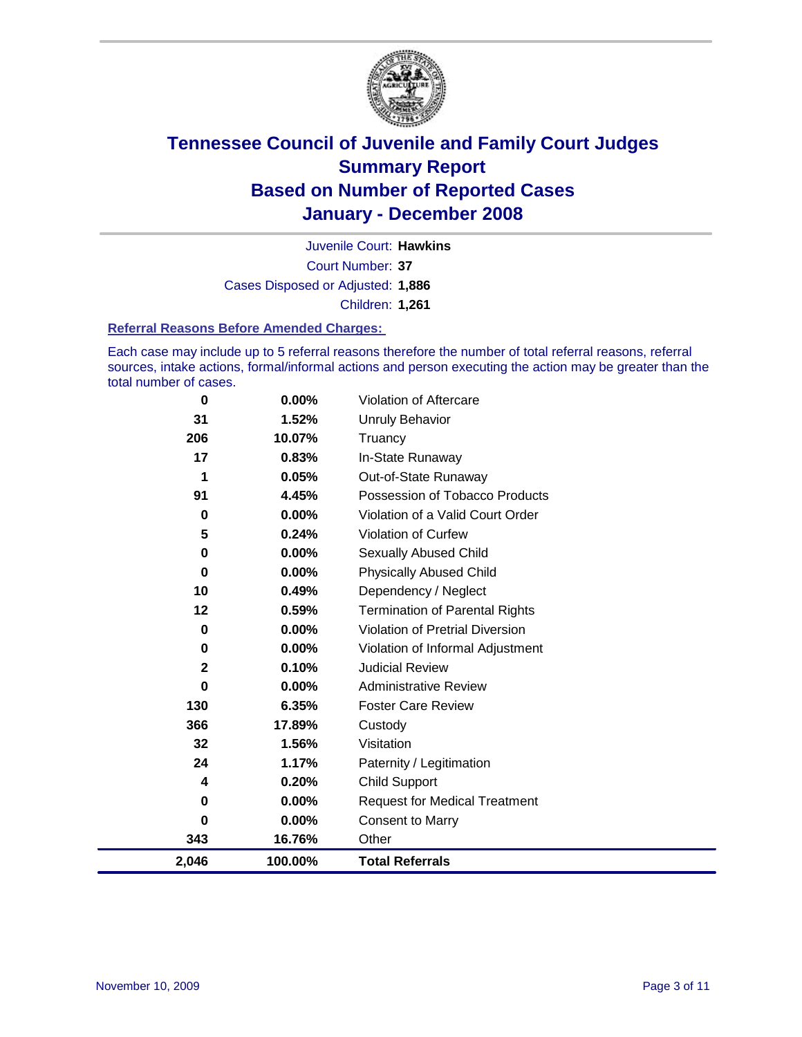# Tennessee Council of Juvenile and Family Court Judges
## Summary Report
## Based on Number of Reported Cases
## January - December 2008

Juvenile Court: **Hawkins**

Court Number: **37**

Cases Disposed or Adjusted: **1,886**

Children: **1,261**

### Referral Reasons Before Amended Charges:

Each case may include up to 5 referral reasons therefore the number of total referral reasons, referral sources, intake actions, formal/informal actions and person executing the action may be greater than the total number of cases.

| Count | Percent | Referral Reason |
|---|---|---|
| 0 | 0.00% | Violation of Aftercare |
| 31 | 1.52% | Unruly Behavior |
| 206 | 10.07% | Truancy |
| 17 | 0.83% | In-State Runaway |
| 1 | 0.05% | Out-of-State Runaway |
| 91 | 4.45% | Possession of Tobacco Products |
| 0 | 0.00% | Violation of a Valid Court Order |
| 5 | 0.24% | Violation of Curfew |
| 0 | 0.00% | Sexually Abused Child |
| 0 | 0.00% | Physically Abused Child |
| 10 | 0.49% | Dependency / Neglect |
| 12 | 0.59% | Termination of Parental Rights |
| 0 | 0.00% | Violation of Pretrial Diversion |
| 0 | 0.00% | Violation of Informal Adjustment |
| 2 | 0.10% | Judicial Review |
| 0 | 0.00% | Administrative Review |
| 130 | 6.35% | Foster Care Review |
| 366 | 17.89% | Custody |
| 32 | 1.56% | Visitation |
| 24 | 1.17% | Paternity / Legitimation |
| 4 | 0.20% | Child Support |
| 0 | 0.00% | Request for Medical Treatment |
| 0 | 0.00% | Consent to Marry |
| 343 | 16.76% | Other |
| **2,046** | **100.00%** | **Total Referrals** |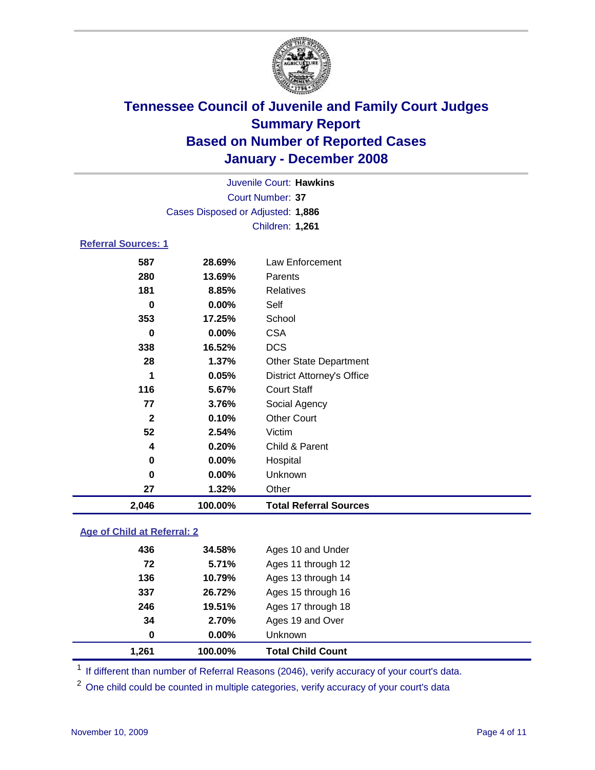# Tennessee Council of Juvenile and Family Court Judges
## Summary Report
## Based on Number of Reported Cases
## January - December 2008

Juvenile Court: **Hawkins**
Court Number: **37**
Cases Disposed or Adjusted: **1,886**
Children: **1,261**

### Referral Sources: 1

| Count | Percent | Source |
|---|---|---|
| 587 | 28.69% | Law Enforcement |
| 280 | 13.69% | Parents |
| 181 | 8.85% | Relatives |
| 0 | 0.00% | Self |
| 353 | 17.25% | School |
| 0 | 0.00% | CSA |
| 338 | 16.52% | DCS |
| 28 | 1.37% | Other State Department |
| 1 | 0.05% | District Attorney's Office |
| 116 | 5.67% | Court Staff |
| 77 | 3.76% | Social Agency |
| 2 | 0.10% | Other Court |
| 52 | 2.54% | Victim |
| 4 | 0.20% | Child & Parent |
| 0 | 0.00% | Hospital |
| 0 | 0.00% | Unknown |
| 27 | 1.32% | Other |
| **2,046** | **100.00%** | **Total Referral Sources** |

### Age of Child at Referral: 2

| Count | Percent | Age |
|---|---|---|
| 436 | 34.58% | Ages 10 and Under |
| 72 | 5.71% | Ages 11 through 12 |
| 136 | 10.79% | Ages 13 through 14 |
| 337 | 26.72% | Ages 15 through 16 |
| 246 | 19.51% | Ages 17 through 18 |
| 34 | 2.70% | Ages 19 and Over |
| 0 | 0.00% | Unknown |
| **1,261** | **100.00%** | **Total Child Count** |

[1] If different than number of Referral Reasons (2046), verify accuracy of your court's data.

[2] One child could be counted in multiple categories, verify accuracy of your court's data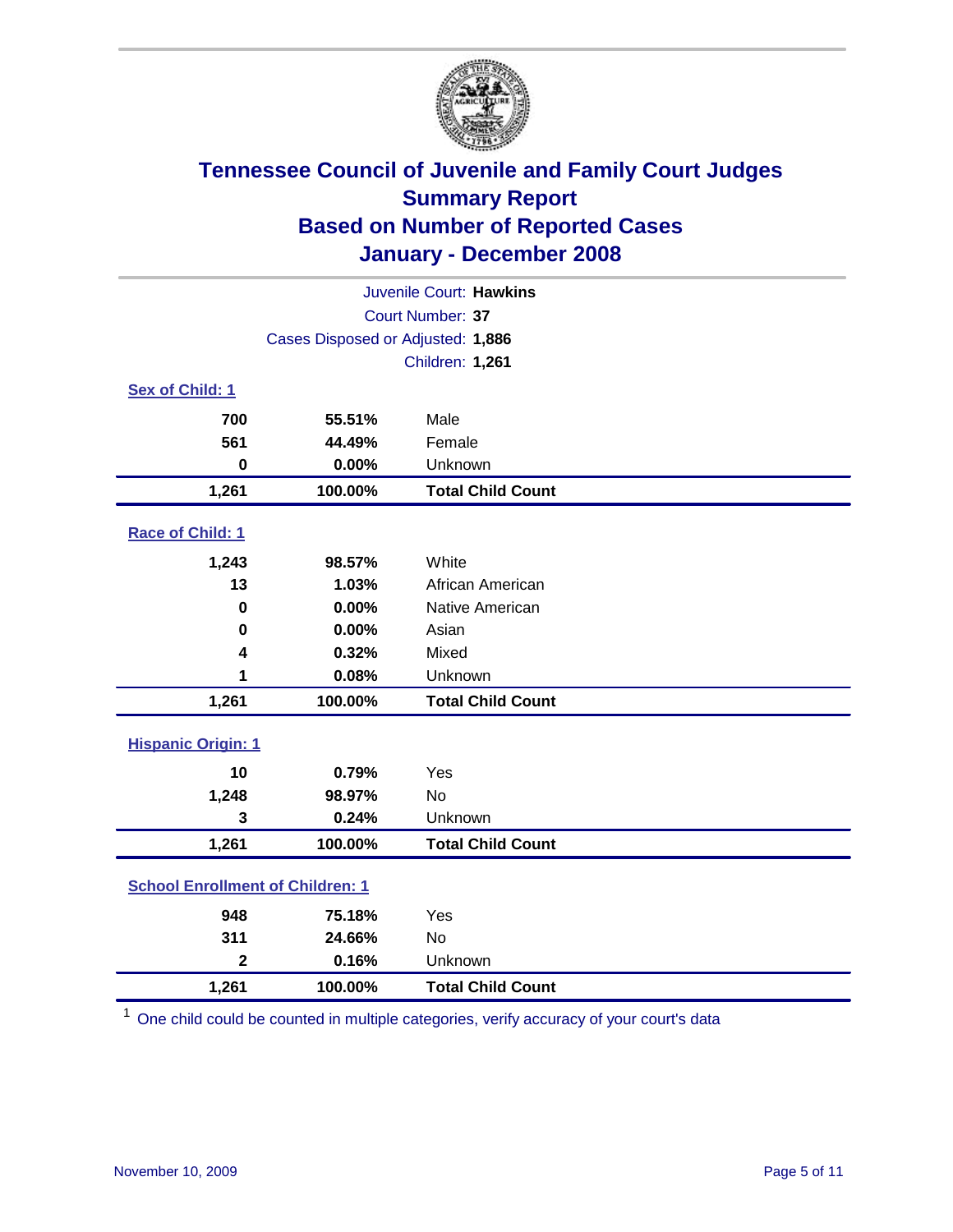# Tennessee Council of Juvenile and Family Court Judges
## Summary Report
## Based on Number of Reported Cases
## January - December 2008

Juvenile Court: **Hawkins**

Court Number: **37**

Cases Disposed or Adjusted: **1,886**

Children: **1,261**

### Sex of Child: 1

| Count | Percent | Category |
|---|---|---|
| 700 | 55.51% | Male |
| 561 | 44.49% | Female |
| 0 | 0.00% | Unknown |
| **1,261** | **100.00%** | **Total Child Count** |

### Race of Child: 1

| Count | Percent | Category |
|---|---|---|
| 1,243 | 98.57% | White |
| 13 | 1.03% | African American |
| 0 | 0.00% | Native American |
| 0 | 0.00% | Asian |
| 4 | 0.32% | Mixed |
| 1 | 0.08% | Unknown |
| **1,261** | **100.00%** | **Total Child Count** |

### Hispanic Origin: 1

| Count | Percent | Category |
|---|---|---|
| 10 | 0.79% | Yes |
| 1,248 | 98.97% | No |
| 3 | 0.24% | Unknown |
| **1,261** | **100.00%** | **Total Child Count** |

### School Enrollment of Children: 1

| Count | Percent | Category |
|---|---|---|
| 948 | 75.18% | Yes |
| 311 | 24.66% | No |
| 2 | 0.16% | Unknown |
| **1,261** | **100.00%** | **Total Child Count** |

[1] One child could be counted in multiple categories, verify accuracy of your court's data

November 10, 2009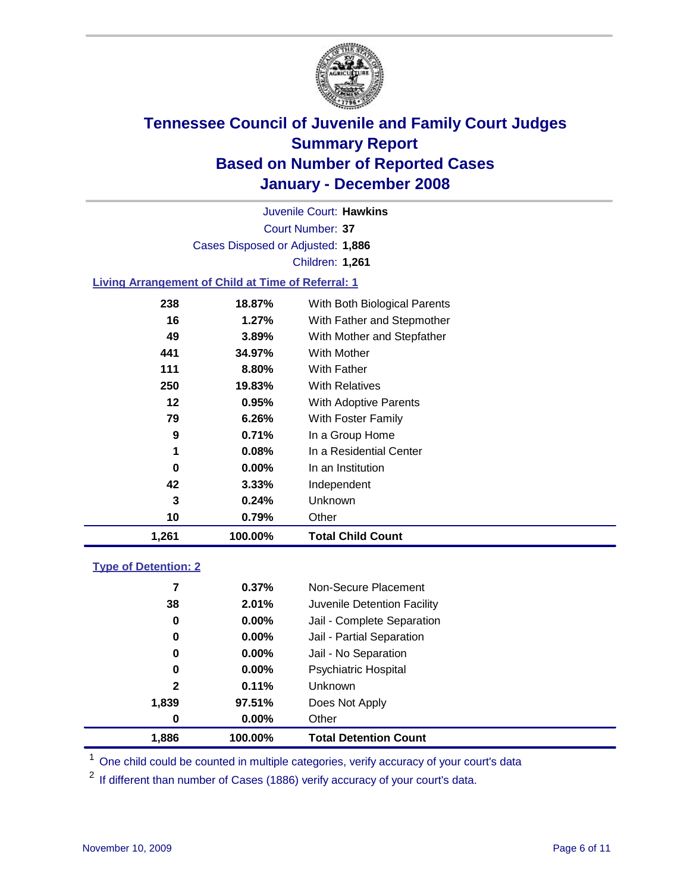# Tennessee Council of Juvenile and Family Court Judges
## Summary Report
## Based on Number of Reported Cases
## January - December 2008

Juvenile Court: **Hawkins**

Court Number: **37**

Cases Disposed or Adjusted: **1,886**

Children: **1,261**

### Living Arrangement of Child at Time of Referral: 1

| | | |
|---|---|---|
| 238 | 18.87% | With Both Biological Parents |
| 16 | 1.27% | With Father and Stepmother |
| 49 | 3.89% | With Mother and Stepfather |
| 441 | 34.97% | With Mother |
| 111 | 8.80% | With Father |
| 250 | 19.83% | With Relatives |
| 12 | 0.95% | With Adoptive Parents |
| 79 | 6.26% | With Foster Family |
| 9 | 0.71% | In a Group Home |
| 1 | 0.08% | In a Residential Center |
| 0 | 0.00% | In an Institution |
| 42 | 3.33% | Independent |
| 3 | 0.24% | Unknown |
| 10 | 0.79% | Other |
| **1,261** | **100.00%** | **Total Child Count** |

### Type of Detention: 2

| | | |
|---|---|---|
| 7 | 0.37% | Non-Secure Placement |
| 38 | 2.01% | Juvenile Detention Facility |
| 0 | 0.00% | Jail - Complete Separation |
| 0 | 0.00% | Jail - Partial Separation |
| 0 | 0.00% | Jail - No Separation |
| 0 | 0.00% | Psychiatric Hospital |
| 2 | 0.11% | Unknown |
| 1,839 | 97.51% | Does Not Apply |
| 0 | 0.00% | Other |
| **1,886** | **100.00%** | **Total Detention Count** |

[1] One child could be counted in multiple categories, verify accuracy of your court's data

[2] If different than number of Cases (1886) verify accuracy of your court's data.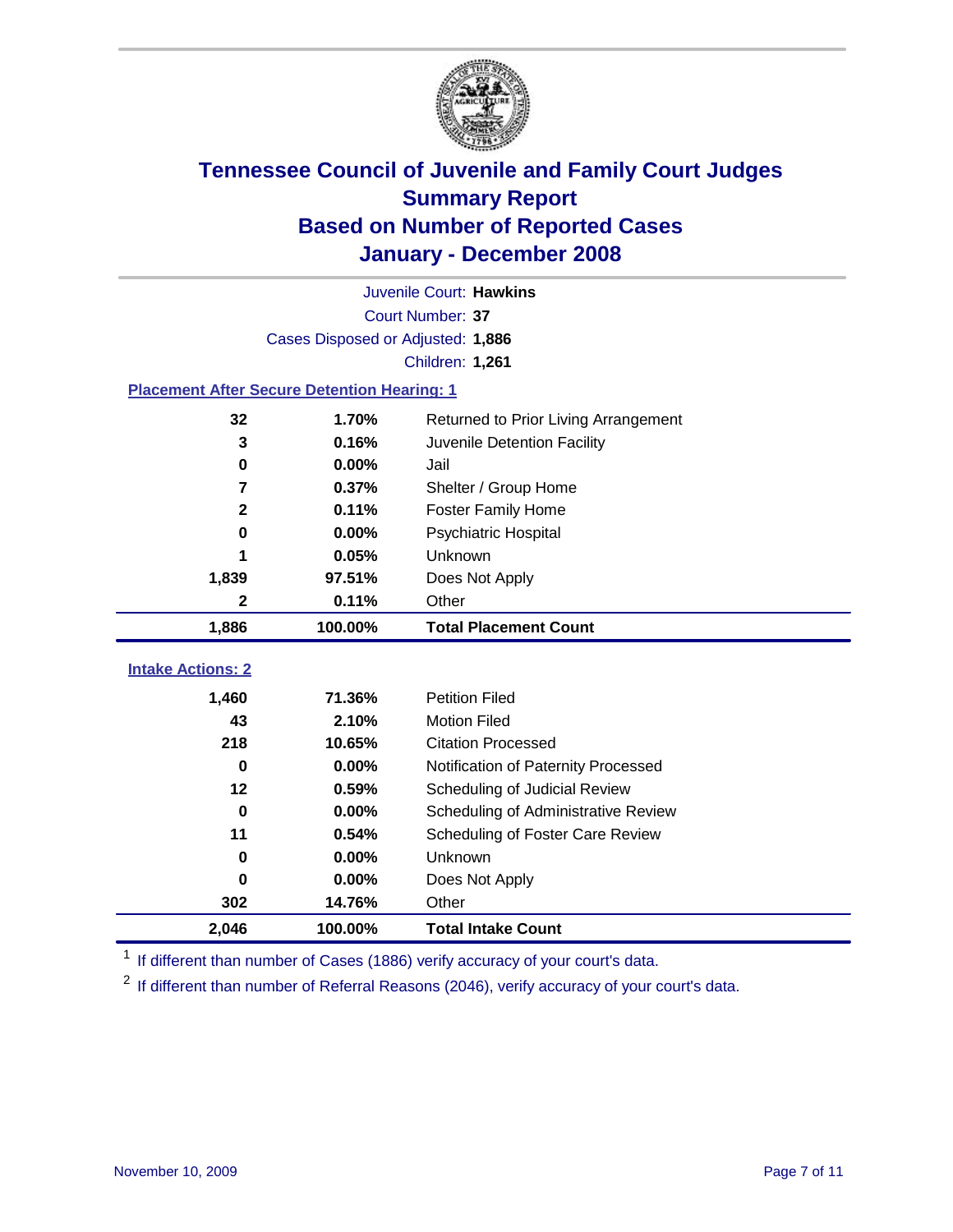# Tennessee Council of Juvenile and Family Court Judges
## Summary Report
## Based on Number of Reported Cases
## January - December 2008

Juvenile Court: **Hawkins**

Court Number: **37**

Cases Disposed or Adjusted: **1,886**

Children: **1,261**

### Placement After Secure Detention Hearing: 1

| Count | Percent | Placement |
|---|---|---|
| 32 | 1.70% | Returned to Prior Living Arrangement |
| 3 | 0.16% | Juvenile Detention Facility |
| 0 | 0.00% | Jail |
| 7 | 0.37% | Shelter / Group Home |
| 2 | 0.11% | Foster Family Home |
| 0 | 0.00% | Psychiatric Hospital |
| 1 | 0.05% | Unknown |
| 1,839 | 97.51% | Does Not Apply |
| 2 | 0.11% | Other |
| **1,886** | **100.00%** | **Total Placement Count** |

### Intake Actions: 2

| Count | Percent | Intake Action |
|---|---|---|
| 1,460 | 71.36% | Petition Filed |
| 43 | 2.10% | Motion Filed |
| 218 | 10.65% | Citation Processed |
| 0 | 0.00% | Notification of Paternity Processed |
| 12 | 0.59% | Scheduling of Judicial Review |
| 0 | 0.00% | Scheduling of Administrative Review |
| 11 | 0.54% | Scheduling of Foster Care Review |
| 0 | 0.00% | Unknown |
| 0 | 0.00% | Does Not Apply |
| 302 | 14.76% | Other |
| **2,046** | **100.00%** | **Total Intake Count** |

[1] If different than number of Cases (1886) verify accuracy of your court's data.

[2] If different than number of Referral Reasons (2046), verify accuracy of your court's data.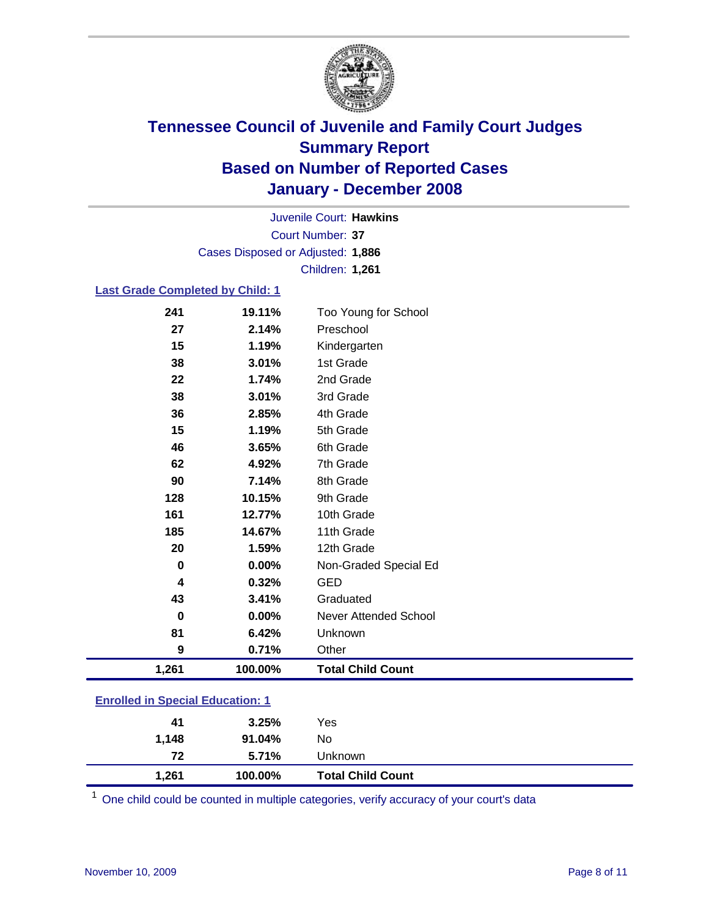# Tennessee Council of Juvenile and Family Court Judges
## Summary Report
## Based on Number of Reported Cases
## January - December 2008

Juvenile Court: **Hawkins**
Court Number: **37**
Cases Disposed or Adjusted: **1,886**
Children: **1,261**

### Last Grade Completed by Child: 1

| Count | Percent | Category |
|---|---|---|
| 241 | 19.11% | Too Young for School |
| 27 | 2.14% | Preschool |
| 15 | 1.19% | Kindergarten |
| 38 | 3.01% | 1st Grade |
| 22 | 1.74% | 2nd Grade |
| 38 | 3.01% | 3rd Grade |
| 36 | 2.85% | 4th Grade |
| 15 | 1.19% | 5th Grade |
| 46 | 3.65% | 6th Grade |
| 62 | 4.92% | 7th Grade |
| 90 | 7.14% | 8th Grade |
| 128 | 10.15% | 9th Grade |
| 161 | 12.77% | 10th Grade |
| 185 | 14.67% | 11th Grade |
| 20 | 1.59% | 12th Grade |
| 0 | 0.00% | Non-Graded Special Ed |
| 4 | 0.32% | GED |
| 43 | 3.41% | Graduated |
| 0 | 0.00% | Never Attended School |
| 81 | 6.42% | Unknown |
| 9 | 0.71% | Other |
| **1,261** | **100.00%** | **Total Child Count** |

### Enrolled in Special Education: 1

| Count | Percent | Category |
|---|---|---|
| 41 | 3.25% | Yes |
| 1,148 | 91.04% | No |
| 72 | 5.71% | Unknown |
| **1,261** | **100.00%** | **Total Child Count** |

[1] One child could be counted in multiple categories, verify accuracy of your court's data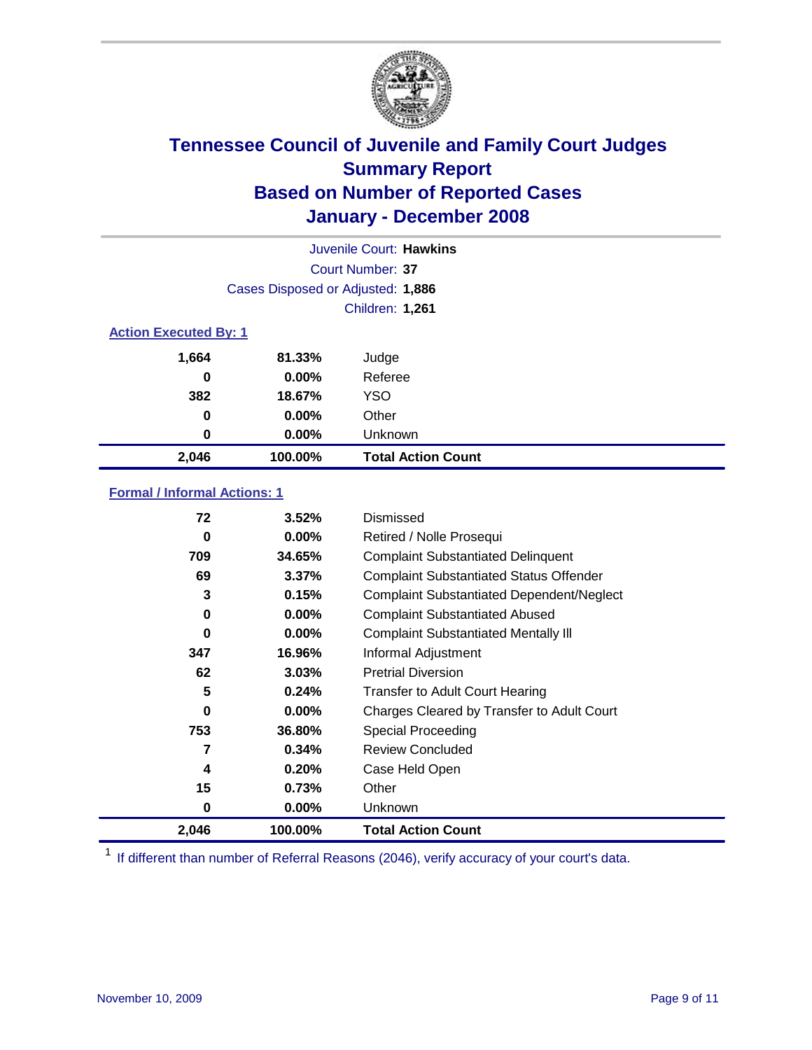# Tennessee Council of Juvenile and Family Court Judges
## Summary Report
## Based on Number of Reported Cases
## January - December 2008

Juvenile Court: **Hawkins**

Court Number: **37**

Cases Disposed or Adjusted: **1,886**

Children: **1,261**

### Action Executed By: 1

| | | |
|---|---|---|
| 1,664 | 81.33% | Judge |
| 0 | 0.00% | Referee |
| 382 | 18.67% | YSO |
| 0 | 0.00% | Other |
| 0 | 0.00% | Unknown |
| **2,046** | **100.00%** | **Total Action Count** |

### Formal / Informal Actions: 1

| | | |
|---|---|---|
| 72 | 3.52% | Dismissed |
| 0 | 0.00% | Retired / Nolle Prosequi |
| 709 | 34.65% | Complaint Substantiated Delinquent |
| 69 | 3.37% | Complaint Substantiated Status Offender |
| 3 | 0.15% | Complaint Substantiated Dependent/Neglect |
| 0 | 0.00% | Complaint Substantiated Abused |
| 0 | 0.00% | Complaint Substantiated Mentally Ill |
| 347 | 16.96% | Informal Adjustment |
| 62 | 3.03% | Pretrial Diversion |
| 5 | 0.24% | Transfer to Adult Court Hearing |
| 0 | 0.00% | Charges Cleared by Transfer to Adult Court |
| 753 | 36.80% | Special Proceeding |
| 7 | 0.34% | Review Concluded |
| 4 | 0.20% | Case Held Open |
| 15 | 0.73% | Other |
| 0 | 0.00% | Unknown |
| **2,046** | **100.00%** | **Total Action Count** |

[1] If different than number of Referral Reasons (2046), verify accuracy of your court's data.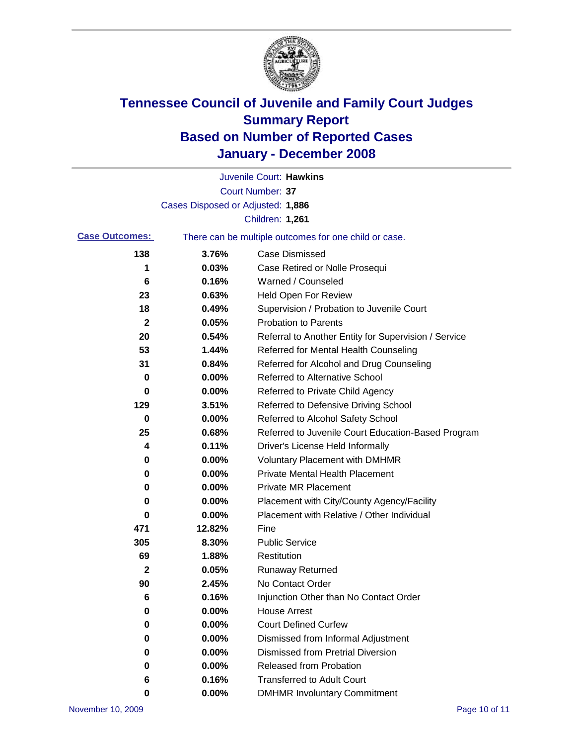# Tennessee Council of Juvenile and Family Court Judges
## Summary Report
## Based on Number of Reported Cases
## January - December 2008

Juvenile Court: **Hawkins**
Court Number: **37**
Cases Disposed or Adjusted: **1,886**
Children: **1,261**

**Case Outcomes:** There can be multiple outcomes for one child or case.

| Count | Percent | Outcome |
|---|---|---|
| 138 | 3.76% | Case Dismissed |
| 1 | 0.03% | Case Retired or Nolle Prosequi |
| 6 | 0.16% | Warned / Counseled |
| 23 | 0.63% | Held Open For Review |
| 18 | 0.49% | Supervision / Probation to Juvenile Court |
| 2 | 0.05% | Probation to Parents |
| 20 | 0.54% | Referral to Another Entity for Supervision / Service |
| 53 | 1.44% | Referred for Mental Health Counseling |
| 31 | 0.84% | Referred for Alcohol and Drug Counseling |
| 0 | 0.00% | Referred to Alternative School |
| 0 | 0.00% | Referred to Private Child Agency |
| 129 | 3.51% | Referred to Defensive Driving School |
| 0 | 0.00% | Referred to Alcohol Safety School |
| 25 | 0.68% | Referred to Juvenile Court Education-Based Program |
| 4 | 0.11% | Driver's License Held Informally |
| 0 | 0.00% | Voluntary Placement with DMHMR |
| 0 | 0.00% | Private Mental Health Placement |
| 0 | 0.00% | Private MR Placement |
| 0 | 0.00% | Placement with City/County Agency/Facility |
| 0 | 0.00% | Placement with Relative / Other Individual |
| 471 | 12.82% | Fine |
| 305 | 8.30% | Public Service |
| 69 | 1.88% | Restitution |
| 2 | 0.05% | Runaway Returned |
| 90 | 2.45% | No Contact Order |
| 6 | 0.16% | Injunction Other than No Contact Order |
| 0 | 0.00% | House Arrest |
| 0 | 0.00% | Court Defined Curfew |
| 0 | 0.00% | Dismissed from Informal Adjustment |
| 0 | 0.00% | Dismissed from Pretrial Diversion |
| 0 | 0.00% | Released from Probation |
| 6 | 0.16% | Transferred to Adult Court |
| 0 | 0.00% | DMHMR Involuntary Commitment |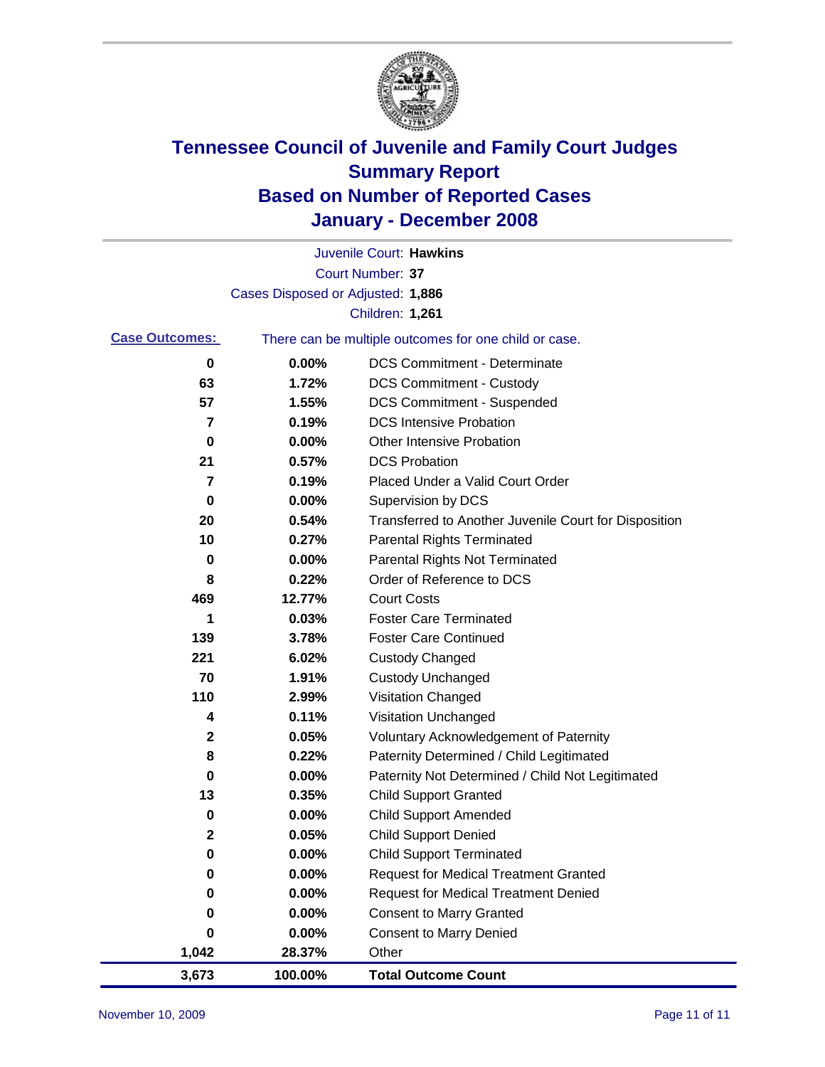# Tennessee Council of Juvenile and Family Court Judges
## Summary Report
## Based on Number of Reported Cases
## January - December 2008

Juvenile Court: **Hawkins**

Court Number: **37**

Cases Disposed or Adjusted: **1,886**

Children: **1,261**

**Case Outcomes:** There can be multiple outcomes for one child or case.

| | | |
|---|---|---|
| 0 | 0.00% | DCS Commitment - Determinate |
| 63 | 1.72% | DCS Commitment - Custody |
| 57 | 1.55% | DCS Commitment - Suspended |
| 7 | 0.19% | DCS Intensive Probation |
| 0 | 0.00% | Other Intensive Probation |
| 21 | 0.57% | DCS Probation |
| 7 | 0.19% | Placed Under a Valid Court Order |
| 0 | 0.00% | Supervision by DCS |
| 20 | 0.54% | Transferred to Another Juvenile Court for Disposition |
| 10 | 0.27% | Parental Rights Terminated |
| 0 | 0.00% | Parental Rights Not Terminated |
| 8 | 0.22% | Order of Reference to DCS |
| 469 | 12.77% | Court Costs |
| 1 | 0.03% | Foster Care Terminated |
| 139 | 3.78% | Foster Care Continued |
| 221 | 6.02% | Custody Changed |
| 70 | 1.91% | Custody Unchanged |
| 110 | 2.99% | Visitation Changed |
| 4 | 0.11% | Visitation Unchanged |
| 2 | 0.05% | Voluntary Acknowledgement of Paternity |
| 8 | 0.22% | Paternity Determined / Child Legitimated |
| 0 | 0.00% | Paternity Not Determined / Child Not Legitimated |
| 13 | 0.35% | Child Support Granted |
| 0 | 0.00% | Child Support Amended |
| 2 | 0.05% | Child Support Denied |
| 0 | 0.00% | Child Support Terminated |
| 0 | 0.00% | Request for Medical Treatment Granted |
| 0 | 0.00% | Request for Medical Treatment Denied |
| 0 | 0.00% | Consent to Marry Granted |
| 0 | 0.00% | Consent to Marry Denied |
| 1,042 | 28.37% | Other |
| **3,673** | **100.00%** | **Total Outcome Count** |